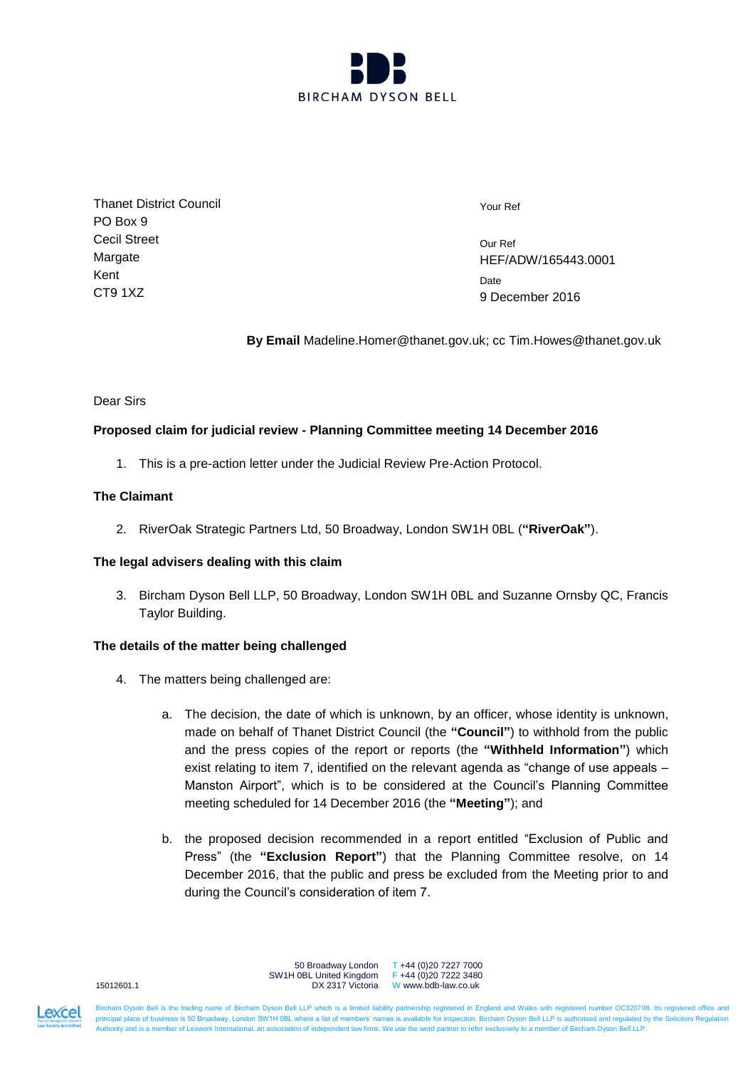BIRCHAM DYSON BELL

Thanet District Council
PO Box 9
Cecil Street
Margate
Kent
CT9 1XZ

Your Ref

Our Ref
HEF/ADW/165443.0001

Date
9 December 2016

**By Email** Madeline.Homer@thanet.gov.uk; cc Tim.Howes@thanet.gov.uk

Dear Sirs

**Proposed claim for judicial review - Planning Committee meeting 14 December 2016**

1. This is a pre-action letter under the Judicial Review Pre-Action Protocol.

**The Claimant**

2. RiverOak Strategic Partners Ltd, 50 Broadway, London SW1H 0BL (**"RiverOak"**).

**The legal advisers dealing with this claim**

3. Bircham Dyson Bell LLP, 50 Broadway, London SW1H 0BL and Suzanne Ornsby QC, Francis Taylor Building.

**The details of the matter being challenged**

4. The matters being challenged are:

    a. The decision, the date of which is unknown, by an officer, whose identity is unknown, made on behalf of Thanet District Council (the **"Council"**) to withhold from the public and the press copies of the report or reports (the **"Withheld Information"**) which exist relating to item 7, identified on the relevant agenda as "change of use appeals – Manston Airport", which is to be considered at the Council's Planning Committee meeting scheduled for 14 December 2016 (the **"Meeting"**); and

    b. the proposed decision recommended in a report entitled "Exclusion of Public and Press" (the **"Exclusion Report"**) that the Planning Committee resolve, on 14 December 2016, that the public and press be excluded from the Meeting prior to and during the Council's consideration of item 7.

15012601.1

50 Broadway London SW1H 0BL United Kingdom DX 2317 Victoria T +44 (0)20 7227 7000 F +44 (0)20 7222 3480 W www.bdb-law.co.uk

Bircham Dyson Bell is the trading name of Bircham Dyson Bell LLP which is a limited liability partnership registered in England and Wales with registered number OC320798. Its registered office and principal place of business is 50 Broadway, London SW1H 0BL where a list of members' names is available for inspection. Bircham Dyson Bell LLP is authorised and regulated by the Solicitors Regulation Authority and is a member of Lexwork International, an association of independent law firms. We use the word partner to refer exclusively to a member of Bircham Dyson Bell LLP.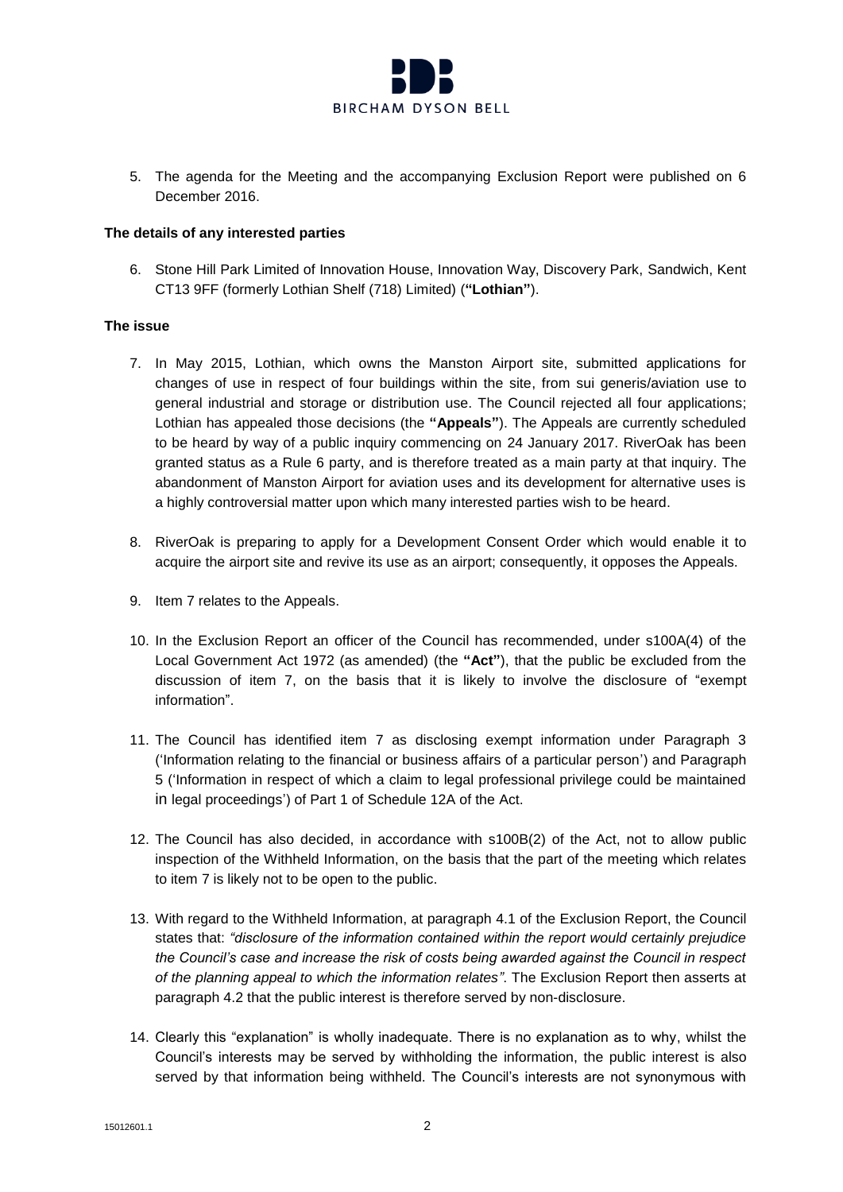5. The agenda for the Meeting and the accompanying Exclusion Report were published on 6 December 2016.

**The details of any interested parties**

6. Stone Hill Park Limited of Innovation House, Innovation Way, Discovery Park, Sandwich, Kent CT13 9FF (formerly Lothian Shelf (718) Limited) (**"Lothian"**).

**The issue**

7. In May 2015, Lothian, which owns the Manston Airport site, submitted applications for changes of use in respect of four buildings within the site, from sui generis/aviation use to general industrial and storage or distribution use. The Council rejected all four applications; Lothian has appealed those decisions (the **"Appeals"**). The Appeals are currently scheduled to be heard by way of a public inquiry commencing on 24 January 2017. RiverOak has been granted status as a Rule 6 party, and is therefore treated as a main party at that inquiry. The abandonment of Manston Airport for aviation uses and its development for alternative uses is a highly controversial matter upon which many interested parties wish to be heard.

8. RiverOak is preparing to apply for a Development Consent Order which would enable it to acquire the airport site and revive its use as an airport; consequently, it opposes the Appeals.

9. Item 7 relates to the Appeals.

10. In the Exclusion Report an officer of the Council has recommended, under s100A(4) of the Local Government Act 1972 (as amended) (the **"Act"**), that the public be excluded from the discussion of item 7, on the basis that it is likely to involve the disclosure of "exempt information".

11. The Council has identified item 7 as disclosing exempt information under Paragraph 3 ('Information relating to the financial or business affairs of a particular person') and Paragraph 5 ('Information in respect of which a claim to legal professional privilege could be maintained in legal proceedings') of Part 1 of Schedule 12A of the Act.

12. The Council has also decided, in accordance with s100B(2) of the Act, not to allow public inspection of the Withheld Information, on the basis that the part of the meeting which relates to item 7 is likely not to be open to the public.

13. With regard to the Withheld Information, at paragraph 4.1 of the Exclusion Report, the Council states that: *"disclosure of the information contained within the report would certainly prejudice the Council's case and increase the risk of costs being awarded against the Council in respect of the planning appeal to which the information relates"*. The Exclusion Report then asserts at paragraph 4.2 that the public interest is therefore served by non-disclosure.

14. Clearly this "explanation" is wholly inadequate. There is no explanation as to why, whilst the Council's interests may be served by withholding the information, the public interest is also served by that information being withheld. The Council's interests are not synonymous with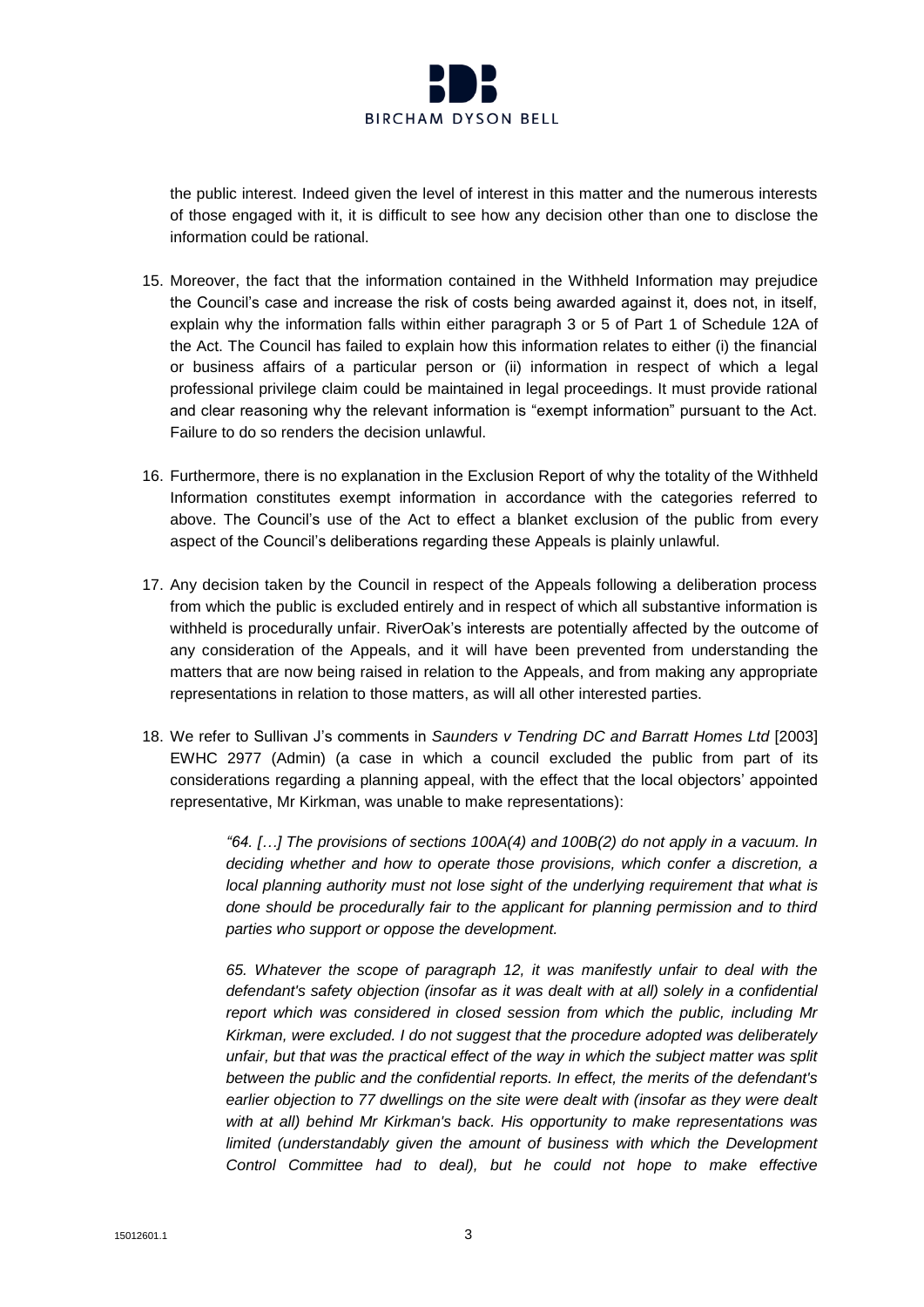the public interest. Indeed given the level of interest in this matter and the numerous interests of those engaged with it, it is difficult to see how any decision other than one to disclose the information could be rational.

15. Moreover, the fact that the information contained in the Withheld Information may prejudice the Council's case and increase the risk of costs being awarded against it, does not, in itself, explain why the information falls within either paragraph 3 or 5 of Part 1 of Schedule 12A of the Act. The Council has failed to explain how this information relates to either (i) the financial or business affairs of a particular person or (ii) information in respect of which a legal professional privilege claim could be maintained in legal proceedings. It must provide rational and clear reasoning why the relevant information is "exempt information" pursuant to the Act. Failure to do so renders the decision unlawful.

16. Furthermore, there is no explanation in the Exclusion Report of why the totality of the Withheld Information constitutes exempt information in accordance with the categories referred to above. The Council's use of the Act to effect a blanket exclusion of the public from every aspect of the Council's deliberations regarding these Appeals is plainly unlawful.

17. Any decision taken by the Council in respect of the Appeals following a deliberation process from which the public is excluded entirely and in respect of which all substantive information is withheld is procedurally unfair. RiverOak's interests are potentially affected by the outcome of any consideration of the Appeals, and it will have been prevented from understanding the matters that are now being raised in relation to the Appeals, and from making any appropriate representations in relation to those matters, as will all other interested parties.

18. We refer to Sullivan J's comments in *Saunders v Tendring DC and Barratt Homes Ltd* [2003] EWHC 2977 (Admin) (a case in which a council excluded the public from part of its considerations regarding a planning appeal, with the effect that the local objectors' appointed representative, Mr Kirkman, was unable to make representations):

> *"64. […] The provisions of sections 100A(4) and 100B(2) do not apply in a vacuum. In deciding whether and how to operate those provisions, which confer a discretion, a local planning authority must not lose sight of the underlying requirement that what is done should be procedurally fair to the applicant for planning permission and to third parties who support or oppose the development.*
>
> *65. Whatever the scope of paragraph 12, it was manifestly unfair to deal with the defendant's safety objection (insofar as it was dealt with at all) solely in a confidential report which was considered in closed session from which the public, including Mr Kirkman, were excluded. I do not suggest that the procedure adopted was deliberately unfair, but that was the practical effect of the way in which the subject matter was split between the public and the confidential reports. In effect, the merits of the defendant's earlier objection to 77 dwellings on the site were dealt with (insofar as they were dealt with at all) behind Mr Kirkman's back. His opportunity to make representations was limited (understandably given the amount of business with which the Development Control Committee had to deal), but he could not hope to make effective*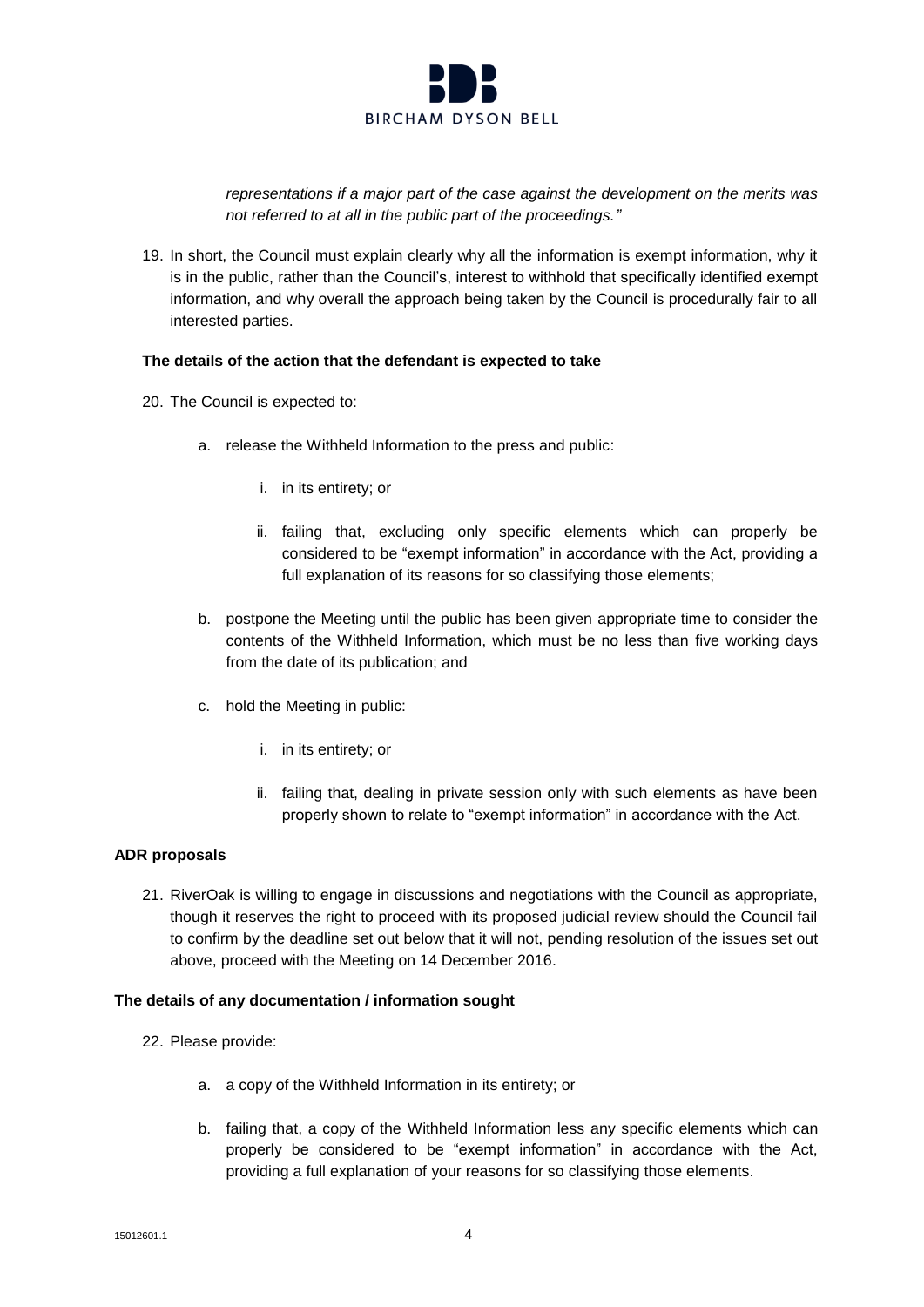*representations if a major part of the case against the development on the merits was not referred to at all in the public part of the proceedings."*

19. In short, the Council must explain clearly why all the information is exempt information, why it is in the public, rather than the Council's, interest to withhold that specifically identified exempt information, and why overall the approach being taken by the Council is procedurally fair to all interested parties.

**The details of the action that the defendant is expected to take**

20. The Council is expected to:

    a. release the Withheld Information to the press and public:

        i. in its entirety; or

        ii. failing that, excluding only specific elements which can properly be considered to be "exempt information" in accordance with the Act, providing a full explanation of its reasons for so classifying those elements;

    b. postpone the Meeting until the public has been given appropriate time to consider the contents of the Withheld Information, which must be no less than five working days from the date of its publication; and

    c. hold the Meeting in public:

        i. in its entirety; or

        ii. failing that, dealing in private session only with such elements as have been properly shown to relate to "exempt information" in accordance with the Act.

**ADR proposals**

21. RiverOak is willing to engage in discussions and negotiations with the Council as appropriate, though it reserves the right to proceed with its proposed judicial review should the Council fail to confirm by the deadline set out below that it will not, pending resolution of the issues set out above, proceed with the Meeting on 14 December 2016.

**The details of any documentation / information sought**

22. Please provide:

    a. a copy of the Withheld Information in its entirety; or

    b. failing that, a copy of the Withheld Information less any specific elements which can properly be considered to be "exempt information" in accordance with the Act, providing a full explanation of your reasons for so classifying those elements.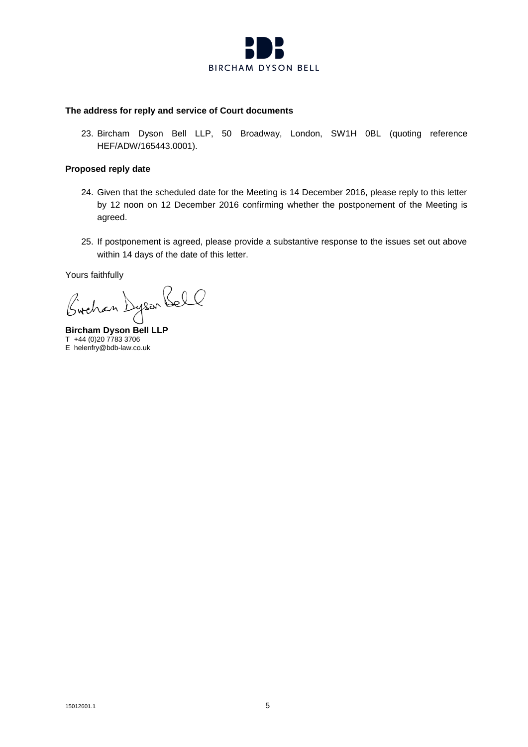**The address for reply and service of Court documents**

23. Bircham Dyson Bell LLP, 50 Broadway, London, SW1H 0BL (quoting reference HEF/ADW/165443.0001).

**Proposed reply date**

24. Given that the scheduled date for the Meeting is 14 December 2016, please reply to this letter by 12 noon on 12 December 2016 confirming whether the postponement of the Meeting is agreed.

25. If postponement is agreed, please provide a substantive response to the issues set out above within 14 days of the date of this letter.

Yours faithfully

Bircham Dyson Bell

**Bircham Dyson Bell LLP**
T +44 (0)20 7783 3706
E helenfry@bdb-law.co.uk